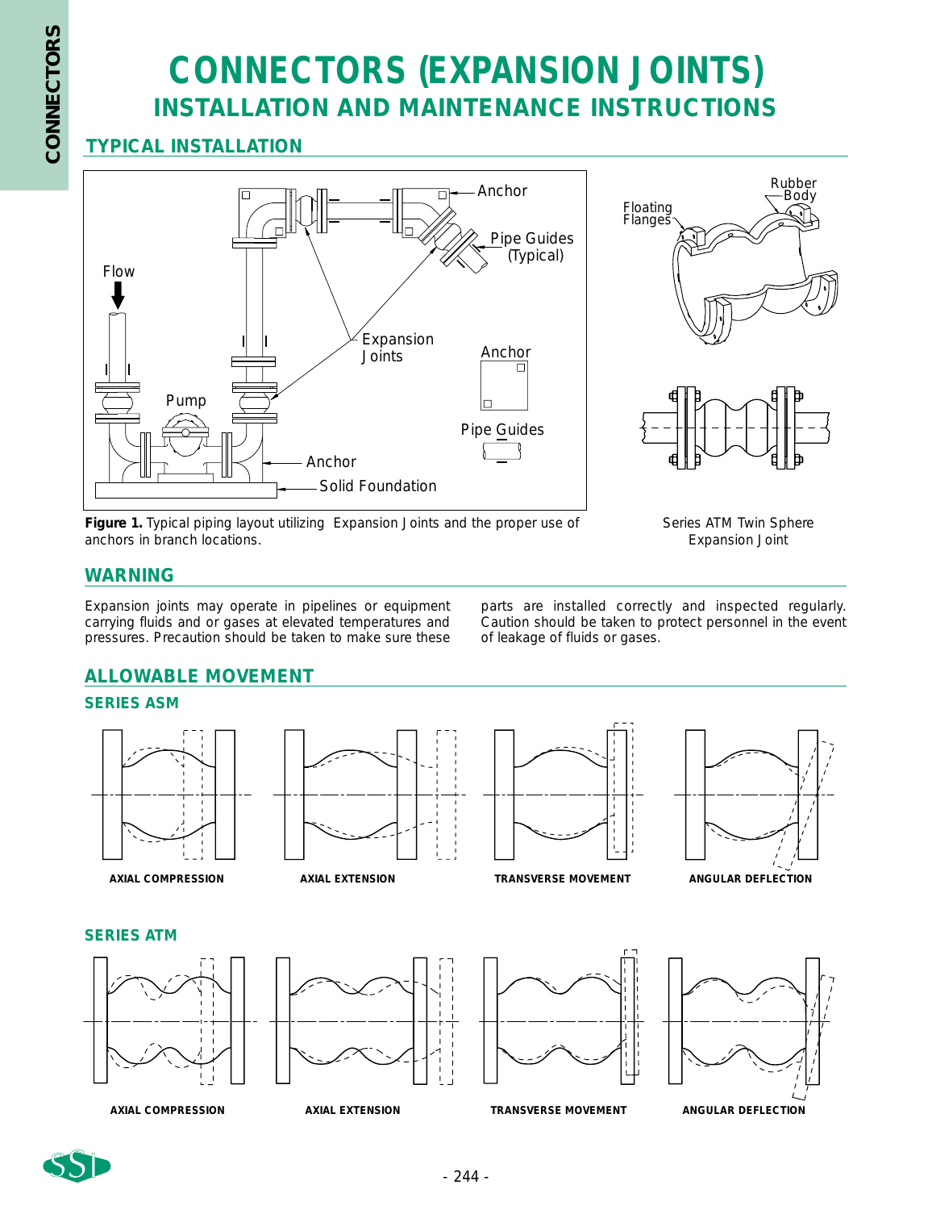# CONNECTORS (EXPANSION JOINTS)

## INSTALLATION AND MAINTENANCE INSTRUCTIONS

### TYPICAL INSTALLATION

**Figure 1.** Typical piping layout utilizing Expansion Joints and the proper use of anchors in branch locations.

Series ATM Twin Sphere Expansion Joint

### WARNING

Expansion joints may operate in pipelines or equipment carrying fluids and or gases at elevated temperatures and pressures. Precaution should be taken to make sure these parts are installed correctly and inspected regularly. Caution should be taken to protect personnel in the event of leakage of fluids or gases.

### ALLOWABLE MOVEMENT

#### SERIES ASM

AXIAL COMPRESSION | AXIAL EXTENSION | TRANSVERSE MOVEMENT | ANGULAR DEFLECTION

#### SERIES ATM

AXIAL COMPRESSION | AXIAL EXTENSION | TRANSVERSE MOVEMENT | ANGULAR DEFLECTION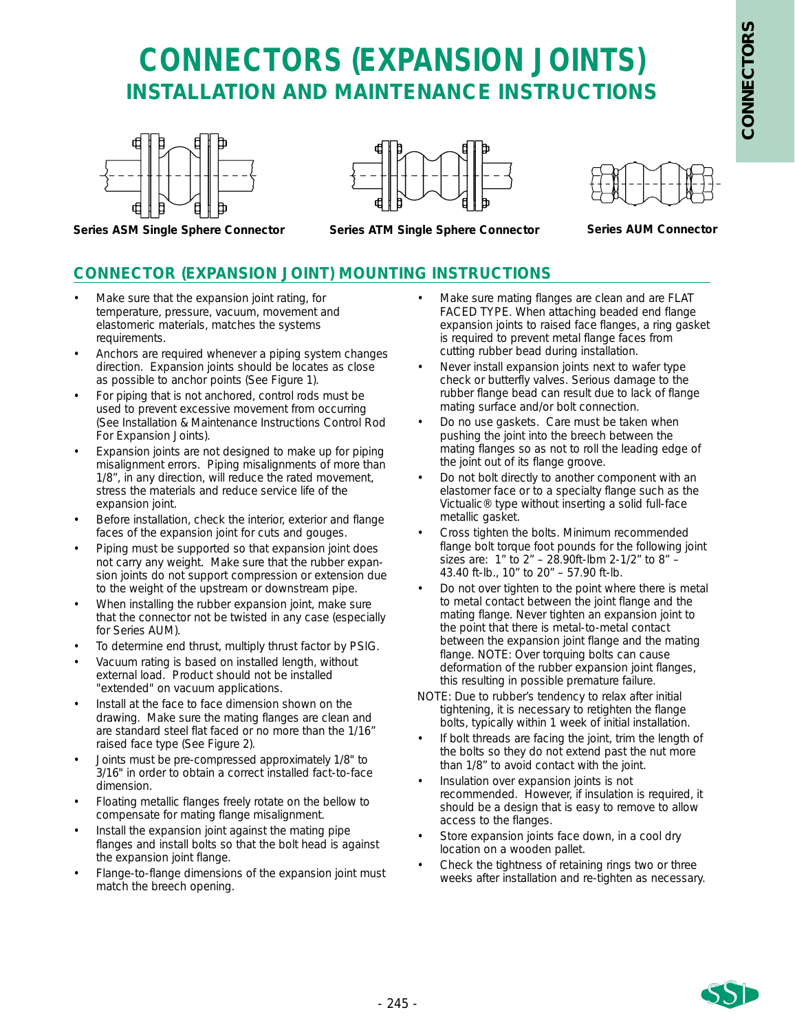# CONNECTORS (EXPANSION JOINTS)

## INSTALLATION AND MAINTENANCE INSTRUCTIONS

**Series ASM Single Sphere Connector**

**Series ATM Single Sphere Connector**

**Series AUM Connector**

## CONNECTOR (EXPANSION JOINT) MOUNTING INSTRUCTIONS

- Make sure that the expansion joint rating, for temperature, pressure, vacuum, movement and elastomeric materials, matches the systems requirements.
- Anchors are required whenever a piping system changes direction. Expansion joints should be locates as close as possible to anchor points (See Figure 1).
- For piping that is not anchored, control rods must be used to prevent excessive movement from occurring (See Installation & Maintenance Instructions Control Rod For Expansion Joints).
- Expansion joints are not designed to make up for piping misalignment errors. Piping misalignments of more than 1/8", in any direction, will reduce the rated movement, stress the materials and reduce service life of the expansion joint.
- Before installation, check the interior, exterior and flange faces of the expansion joint for cuts and gouges.
- Piping must be supported so that expansion joint does not carry any weight. Make sure that the rubber expansion joints do not support compression or extension due to the weight of the upstream or downstream pipe.
- When installing the rubber expansion joint, make sure that the connector not be twisted in any case (especially for Series AUM).
- To determine end thrust, multiply thrust factor by PSIG.
- Vacuum rating is based on installed length, without external load. Product should not be installed "extended" on vacuum applications.
- Install at the face to face dimension shown on the drawing. Make sure the mating flanges are clean and are standard steel flat faced or no more than the 1/16" raised face type (See Figure 2).
- Joints must be pre-compressed approximately 1/8" to 3/16" in order to obtain a correct installed fact-to-face dimension.
- Floating metallic flanges freely rotate on the bellow to compensate for mating flange misalignment.
- Install the expansion joint against the mating pipe flanges and install bolts so that the bolt head is against the expansion joint flange.
- Flange-to-flange dimensions of the expansion joint must match the breech opening.
- Make sure mating flanges are clean and are FLAT FACED TYPE. When attaching beaded end flange expansion joints to raised face flanges, a ring gasket is required to prevent metal flange faces from cutting rubber bead during installation.
- Never install expansion joints next to wafer type check or butterfly valves. Serious damage to the rubber flange bead can result due to lack of flange mating surface and/or bolt connection.
- Do no use gaskets. Care must be taken when pushing the joint into the breech between the mating flanges so as not to roll the leading edge of the joint out of its flange groove.
- Do not bolt directly to another component with an elastomer face or to a specialty flange such as the Victualic® type without inserting a solid full-face metallic gasket.
- Cross tighten the bolts. Minimum recommended flange bolt torque foot pounds for the following joint sizes are: 1" to 2" – 28.90ft-lbm 2-1/2" to 8" – 43.40 ft-lb., 10" to 20" – 57.90 ft-lb.
- Do not over tighten to the point where there is metal to metal contact between the joint flange and the mating flange. Never tighten an expansion joint to the point that there is metal-to-metal contact between the expansion joint flange and the mating flange. NOTE: Over torquing bolts can cause deformation of the rubber expansion joint flanges, this resulting in possible premature failure.

NOTE: Due to rubber's tendency to relax after initial tightening, it is necessary to retighten the flange bolts, typically within 1 week of initial installation.

- If bolt threads are facing the joint, trim the length of the bolts so they do not extend past the nut more than 1/8" to avoid contact with the joint.
- Insulation over expansion joints is not recommended. However, if insulation is required, it should be a design that is easy to remove to allow access to the flanges.
- Store expansion joints face down, in a cool dry location on a wooden pallet.
- Check the tightness of retaining rings two or three weeks after installation and re-tighten as necessary.